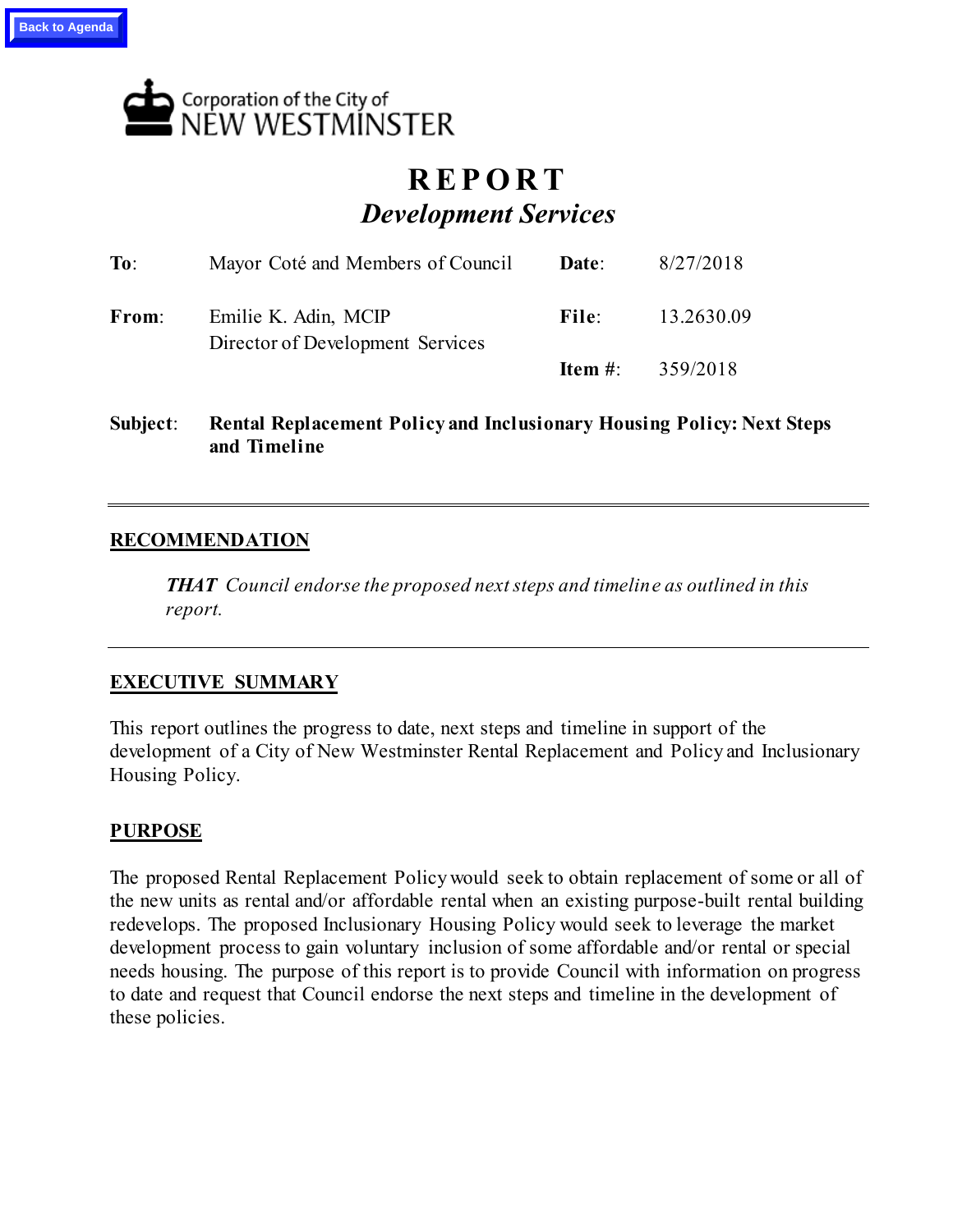Back to Agenda

Corporation of the City of
NEW WESTMINSTER

# REPORT
## *Development Services*

| | | | |
|---|---|---|---|
| **To**: | Mayor Coté and Members of Council | **Date**: | 8/27/2018 |
| **From**: | Emilie K. Adin, MCIP<br>Director of Development Services | **File**: | 13.2630.09 |
| | | **Item #**: | 359/2018 |

**Subject**: **Rental Replacement Policy and Inclusionary Housing Policy: Next Steps and Timeline**

---

## RECOMMENDATION

> ***THAT*** *Council endorse the proposed next steps and timeline as outlined in this report.*

---

## EXECUTIVE SUMMARY

This report outlines the progress to date, next steps and timeline in support of the development of a City of New Westminster Rental Replacement and Policy and Inclusionary Housing Policy.

## PURPOSE

The proposed Rental Replacement Policy would seek to obtain replacement of some or all of the new units as rental and/or affordable rental when an existing purpose-built rental building redevelops. The proposed Inclusionary Housing Policy would seek to leverage the market development process to gain voluntary inclusion of some affordable and/or rental or special needs housing. The purpose of this report is to provide Council with information on progress to date and request that Council endorse the next steps and timeline in the development of these policies.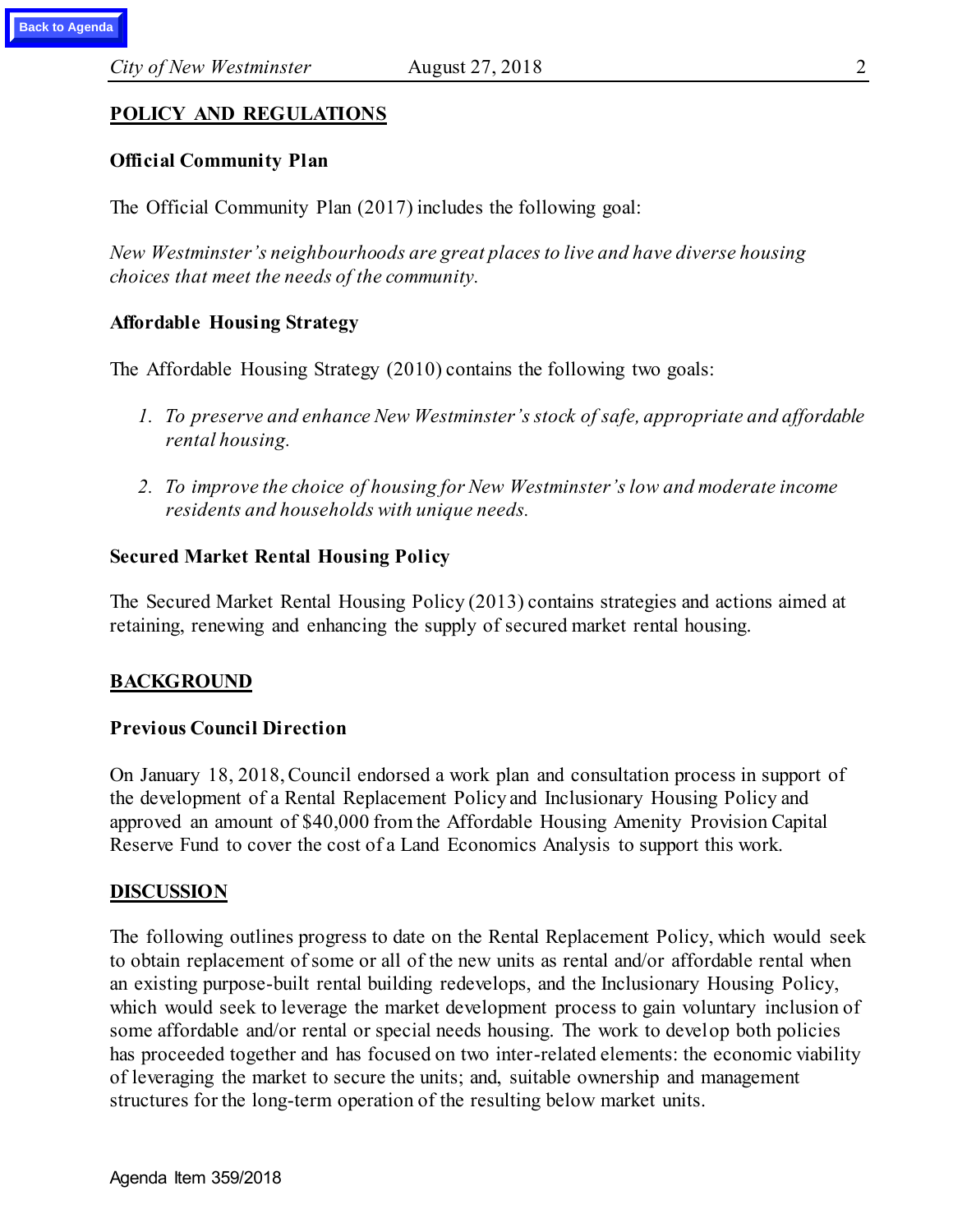## POLICY AND REGULATIONS

### Official Community Plan

The Official Community Plan (2017) includes the following goal:

*New Westminster's neighbourhoods are great places to live and have diverse housing choices that meet the needs of the community.*

### Affordable Housing Strategy

The Affordable Housing Strategy (2010) contains the following two goals:

1. *To preserve and enhance New Westminster's stock of safe, appropriate and affordable rental housing.*

2. *To improve the choice of housing for New Westminster's low and moderate income residents and households with unique needs.*

### Secured Market Rental Housing Policy

The Secured Market Rental Housing Policy (2013) contains strategies and actions aimed at retaining, renewing and enhancing the supply of secured market rental housing.

## BACKGROUND

### Previous Council Direction

On January 18, 2018, Council endorsed a work plan and consultation process in support of the development of a Rental Replacement Policy and Inclusionary Housing Policy and approved an amount of $40,000 from the Affordable Housing Amenity Provision Capital Reserve Fund to cover the cost of a Land Economics Analysis to support this work.

## DISCUSSION

The following outlines progress to date on the Rental Replacement Policy, which would seek to obtain replacement of some or all of the new units as rental and/or affordable rental when an existing purpose-built rental building redevelops, and the Inclusionary Housing Policy, which would seek to leverage the market development process to gain voluntary inclusion of some affordable and/or rental or special needs housing. The work to develop both policies has proceeded together and has focused on two inter-related elements: the economic viability of leveraging the market to secure the units; and, suitable ownership and management structures for the long-term operation of the resulting below market units.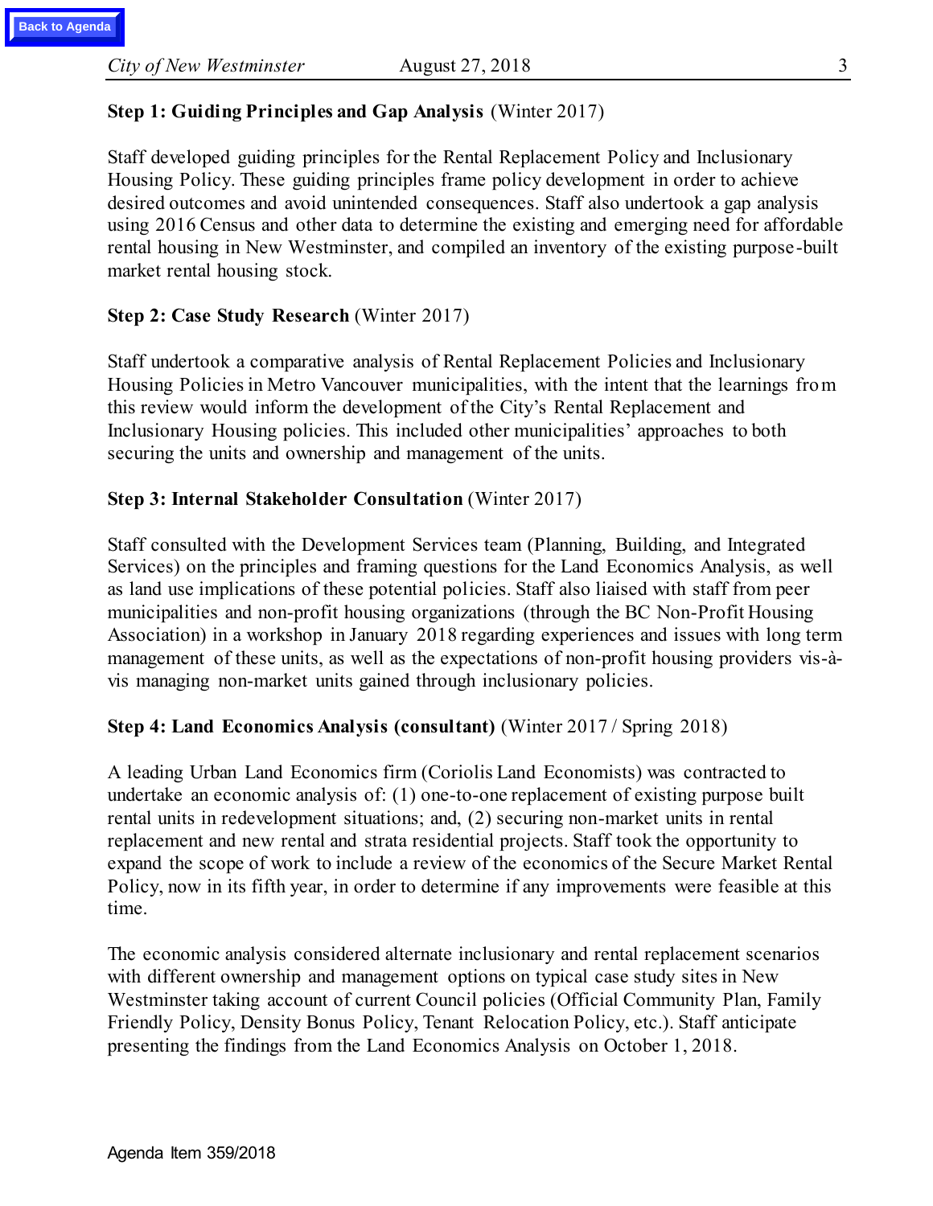**Step 1: Guiding Principles and Gap Analysis** (Winter 2017)

Staff developed guiding principles for the Rental Replacement Policy and Inclusionary Housing Policy. These guiding principles frame policy development in order to achieve desired outcomes and avoid unintended consequences. Staff also undertook a gap analysis using 2016 Census and other data to determine the existing and emerging need for affordable rental housing in New Westminster, and compiled an inventory of the existing purpose-built market rental housing stock.

**Step 2: Case Study Research** (Winter 2017)

Staff undertook a comparative analysis of Rental Replacement Policies and Inclusionary Housing Policies in Metro Vancouver municipalities, with the intent that the learnings from this review would inform the development of the City's Rental Replacement and Inclusionary Housing policies. This included other municipalities' approaches to both securing the units and ownership and management of the units.

**Step 3: Internal Stakeholder Consultation** (Winter 2017)

Staff consulted with the Development Services team (Planning, Building, and Integrated Services) on the principles and framing questions for the Land Economics Analysis, as well as land use implications of these potential policies. Staff also liaised with staff from peer municipalities and non-profit housing organizations (through the BC Non-Profit Housing Association) in a workshop in January 2018 regarding experiences and issues with long term management of these units, as well as the expectations of non-profit housing providers vis-à-vis managing non-market units gained through inclusionary policies.

**Step 4: Land Economics Analysis (consultant)** (Winter 2017 / Spring 2018)

A leading Urban Land Economics firm (Coriolis Land Economists) was contracted to undertake an economic analysis of: (1) one-to-one replacement of existing purpose built rental units in redevelopment situations; and, (2) securing non-market units in rental replacement and new rental and strata residential projects. Staff took the opportunity to expand the scope of work to include a review of the economics of the Secure Market Rental Policy, now in its fifth year, in order to determine if any improvements were feasible at this time.

The economic analysis considered alternate inclusionary and rental replacement scenarios with different ownership and management options on typical case study sites in New Westminster taking account of current Council policies (Official Community Plan, Family Friendly Policy, Density Bonus Policy, Tenant Relocation Policy, etc.). Staff anticipate presenting the findings from the Land Economics Analysis on October 1, 2018.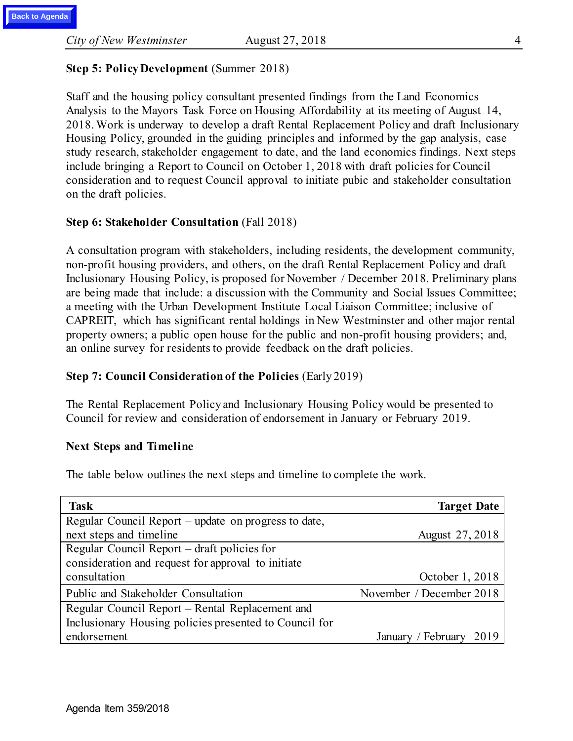**Step 5: Policy Development** (Summer 2018)

Staff and the housing policy consultant presented findings from the Land Economics Analysis to the Mayors Task Force on Housing Affordability at its meeting of August 14, 2018. Work is underway to develop a draft Rental Replacement Policy and draft Inclusionary Housing Policy, grounded in the guiding principles and informed by the gap analysis, case study research, stakeholder engagement to date, and the land economics findings. Next steps include bringing a Report to Council on October 1, 2018 with draft policies for Council consideration and to request Council approval to initiate pubic and stakeholder consultation on the draft policies.

**Step 6: Stakeholder Consultation** (Fall 2018)

A consultation program with stakeholders, including residents, the development community, non-profit housing providers, and others, on the draft Rental Replacement Policy and draft Inclusionary Housing Policy, is proposed for November / December 2018. Preliminary plans are being made that include: a discussion with the Community and Social Issues Committee; a meeting with the Urban Development Institute Local Liaison Committee; inclusive of CAPREIT, which has significant rental holdings in New Westminster and other major rental property owners; a public open house for the public and non-profit housing providers; and, an online survey for residents to provide feedback on the draft policies.

**Step 7: Council Consideration of the Policies** (Early 2019)

The Rental Replacement Policy and Inclusionary Housing Policy would be presented to Council for review and consideration of endorsement in January or February 2019.

**Next Steps and Timeline**

The table below outlines the next steps and timeline to complete the work.

| Task | Target Date |
|---|---|
| Regular Council Report – update on progress to date, next steps and timeline | August 27, 2018 |
| Regular Council Report – draft policies for consideration and request for approval to initiate consultation | October 1, 2018 |
| Public and Stakeholder Consultation | November / December 2018 |
| Regular Council Report – Rental Replacement and Inclusionary Housing policies presented to Council for endorsement | January / February 2019 |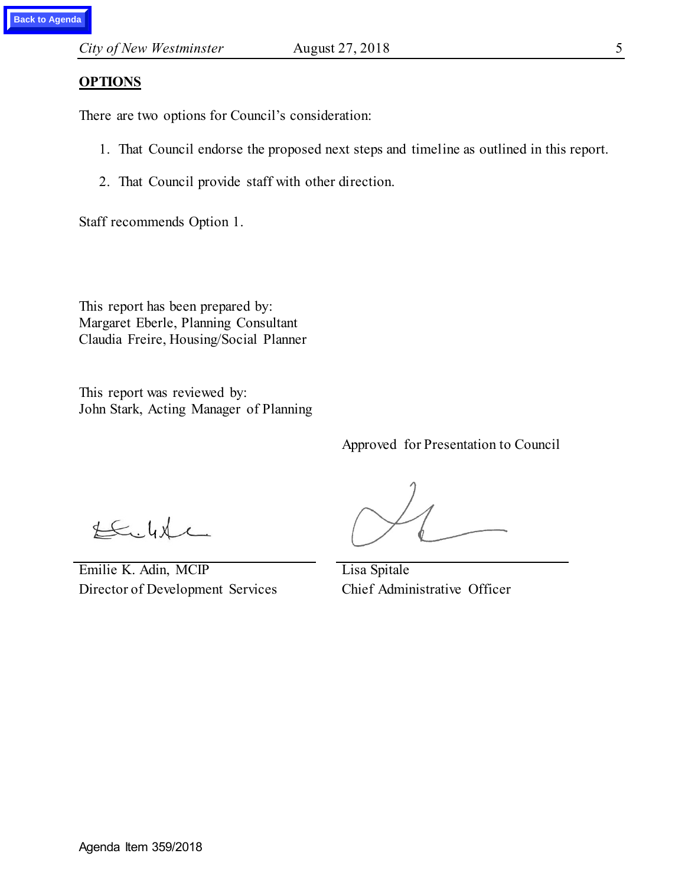## OPTIONS

There are two options for Council's consideration:

1. That Council endorse the proposed next steps and timeline as outlined in this report.

2. That Council provide staff with other direction.

Staff recommends Option 1.

This report has been prepared by:
Margaret Eberle, Planning Consultant
Claudia Freire, Housing/Social Planner

This report was reviewed by:
John Stark, Acting Manager of Planning

Approved for Presentation to Council

Emilie K. Adin, MCIP
Director of Development Services

Lisa Spitale
Chief Administrative Officer

Agenda Item 359/2018